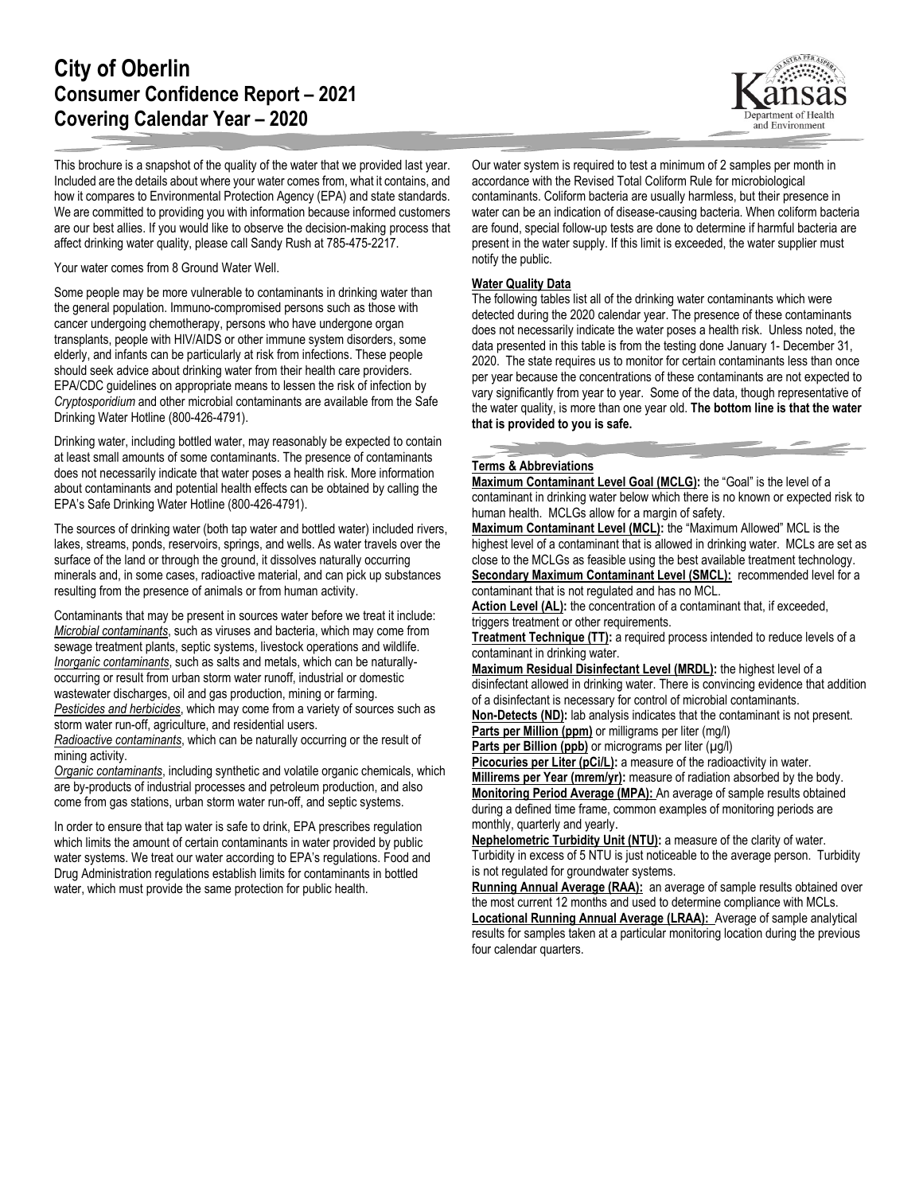# City of Oberlin
## Consumer Confidence Report – 2021
## Covering Calendar Year – 2020

This brochure is a snapshot of the quality of the water that we provided last year. Included are the details about where your water comes from, what it contains, and how it compares to Environmental Protection Agency (EPA) and state standards. We are committed to providing you with information because informed customers are our best allies. If you would like to observe the decision-making process that affect drinking water quality, please call Sandy Rush at 785-475-2217.

Your water comes from 8 Ground Water Well.

Some people may be more vulnerable to contaminants in drinking water than the general population. Immuno-compromised persons such as those with cancer undergoing chemotherapy, persons who have undergone organ transplants, people with HIV/AIDS or other immune system disorders, some elderly, and infants can be particularly at risk from infections. These people should seek advice about drinking water from their health care providers. EPA/CDC guidelines on appropriate means to lessen the risk of infection by *Cryptosporidium* and other microbial contaminants are available from the Safe Drinking Water Hotline (800-426-4791).

Drinking water, including bottled water, may reasonably be expected to contain at least small amounts of some contaminants. The presence of contaminants does not necessarily indicate that water poses a health risk. More information about contaminants and potential health effects can be obtained by calling the EPA's Safe Drinking Water Hotline (800-426-4791).

The sources of drinking water (both tap water and bottled water) included rivers, lakes, streams, ponds, reservoirs, springs, and wells. As water travels over the surface of the land or through the ground, it dissolves naturally occurring minerals and, in some cases, radioactive material, and can pick up substances resulting from the presence of animals or from human activity.

Contaminants that may be present in sources water before we treat it include:
*Microbial contaminants*, such as viruses and bacteria, which may come from sewage treatment plants, septic systems, livestock operations and wildlife.
*Inorganic contaminants*, such as salts and metals, which can be naturally-occurring or result from urban storm water runoff, industrial or domestic wastewater discharges, oil and gas production, mining or farming.
*Pesticides and herbicides*, which may come from a variety of sources such as storm water run-off, agriculture, and residential users.
*Radioactive contaminants*, which can be naturally occurring or the result of mining activity.
*Organic contaminants*, including synthetic and volatile organic chemicals, which are by-products of industrial processes and petroleum production, and also come from gas stations, urban storm water run-off, and septic systems.

In order to ensure that tap water is safe to drink, EPA prescribes regulation which limits the amount of certain contaminants in water provided by public water systems. We treat our water according to EPA's regulations. Food and Drug Administration regulations establish limits for contaminants in bottled water, which must provide the same protection for public health.

Our water system is required to test a minimum of 2 samples per month in accordance with the Revised Total Coliform Rule for microbiological contaminants. Coliform bacteria are usually harmless, but their presence in water can be an indication of disease-causing bacteria. When coliform bacteria are found, special follow-up tests are done to determine if harmful bacteria are present in the water supply. If this limit is exceeded, the water supplier must notify the public.

### Water Quality Data

The following tables list all of the drinking water contaminants which were detected during the 2020 calendar year. The presence of these contaminants does not necessarily indicate the water poses a health risk. Unless noted, the data presented in this table is from the testing done January 1- December 31, 2020. The state requires us to monitor for certain contaminants less than once per year because the concentrations of these contaminants are not expected to vary significantly from year to year. Some of the data, though representative of the water quality, is more than one year old. **The bottom line is that the water that is provided to you is safe.**

### Terms & Abbreviations

**Maximum Contaminant Level Goal (MCLG):** the "Goal" is the level of a contaminant in drinking water below which there is no known or expected risk to human health. MCLGs allow for a margin of safety.
**Maximum Contaminant Level (MCL):** the "Maximum Allowed" MCL is the highest level of a contaminant that is allowed in drinking water. MCLs are set as close to the MCLGs as feasible using the best available treatment technology.
**Secondary Maximum Contaminant Level (SMCL):** recommended level for a contaminant that is not regulated and has no MCL.
**Action Level (AL):** the concentration of a contaminant that, if exceeded, triggers treatment or other requirements.
**Treatment Technique (TT):** a required process intended to reduce levels of a contaminant in drinking water.
**Maximum Residual Disinfectant Level (MRDL):** the highest level of a disinfectant allowed in drinking water. There is convincing evidence that addition of a disinfectant is necessary for control of microbial contaminants.
**Non-Detects (ND):** lab analysis indicates that the contaminant is not present.
**Parts per Million (ppm)** or milligrams per liter (mg/l)
**Parts per Billion (ppb)** or micrograms per liter (µg/l)
**Picocuries per Liter (pCi/L):** a measure of the radioactivity in water.
**Millirems per Year (mrem/yr):** measure of radiation absorbed by the body.
**Monitoring Period Average (MPA):** An average of sample results obtained during a defined time frame, common examples of monitoring periods are monthly, quarterly and yearly.
**Nephelometric Turbidity Unit (NTU):** a measure of the clarity of water. Turbidity in excess of 5 NTU is just noticeable to the average person. Turbidity is not regulated for groundwater systems.
**Running Annual Average (RAA):** an average of sample results obtained over the most current 12 months and used to determine compliance with MCLs.
**Locational Running Annual Average (LRAA):** Average of sample analytical results for samples taken at a particular monitoring location during the previous four calendar quarters.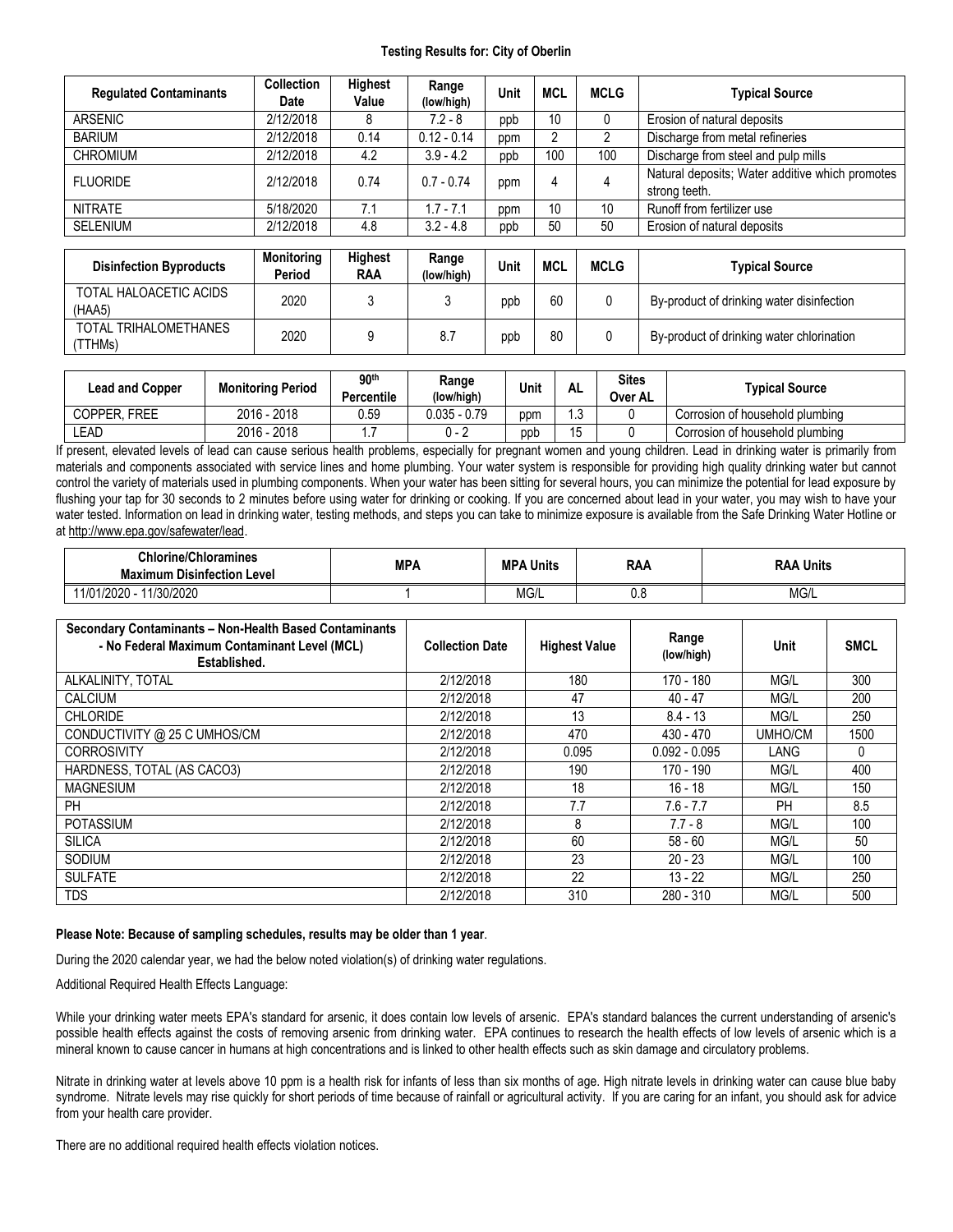**Testing Results for: City of Oberlin**

| Regulated Contaminants | Collection Date | Highest Value | Range (low/high) | Unit | MCL | MCLG | Typical Source |
|---|---|---|---|---|---|---|---|
| ARSENIC | 2/12/2018 | 8 | 7.2 - 8 | ppb | 10 | 0 | Erosion of natural deposits |
| BARIUM | 2/12/2018 | 0.14 | 0.12 - 0.14 | ppm | 2 | 2 | Discharge from metal refineries |
| CHROMIUM | 2/12/2018 | 4.2 | 3.9 - 4.2 | ppb | 100 | 100 | Discharge from steel and pulp mills |
| FLUORIDE | 2/12/2018 | 0.74 | 0.7 - 0.74 | ppm | 4 | 4 | Natural deposits; Water additive which promotes strong teeth. |
| NITRATE | 5/18/2020 | 7.1 | 1.7 - 7.1 | ppm | 10 | 10 | Runoff from fertilizer use |
| SELENIUM | 2/12/2018 | 4.8 | 3.2 - 4.8 | ppb | 50 | 50 | Erosion of natural deposits |

| Disinfection Byproducts | Monitoring Period | Highest RAA | Range (low/high) | Unit | MCL | MCLG | Typical Source |
|---|---|---|---|---|---|---|---|
| TOTAL HALOACETIC ACIDS (HAA5) | 2020 | 3 | 3 | ppb | 60 | 0 | By-product of drinking water disinfection |
| TOTAL TRIHALOMETHANES (TTHMs) | 2020 | 9 | 8.7 | ppb | 80 | 0 | By-product of drinking water chlorination |

| Lead and Copper | Monitoring Period | 90th Percentile | Range (low/high) | Unit | AL | Sites Over AL | Typical Source |
|---|---|---|---|---|---|---|---|
| COPPER, FREE | 2016 - 2018 | 0.59 | 0.035 - 0.79 | ppm | 1.3 | 0 | Corrosion of household plumbing |
| LEAD | 2016 - 2018 | 1.7 | 0 - 2 | ppb | 15 | 0 | Corrosion of household plumbing |

If present, elevated levels of lead can cause serious health problems, especially for pregnant women and young children. Lead in drinking water is primarily from materials and components associated with service lines and home plumbing. Your water system is responsible for providing high quality drinking water but cannot control the variety of materials used in plumbing components. When your water has been sitting for several hours, you can minimize the potential for lead exposure by flushing your tap for 30 seconds to 2 minutes before using water for drinking or cooking. If you are concerned about lead in your water, you may wish to have your water tested. Information on lead in drinking water, testing methods, and steps you can take to minimize exposure is available from the Safe Drinking Water Hotline or at http://www.epa.gov/safewater/lead.

| Chlorine/Chloramines Maximum Disinfection Level | MPA | MPA Units | RAA | RAA Units |
|---|---|---|---|---|
| 11/01/2020 - 11/30/2020 | 1 | MG/L | 0.8 | MG/L |

| Secondary Contaminants – Non-Health Based Contaminants - No Federal Maximum Contaminant Level (MCL) Established. | Collection Date | Highest Value | Range (low/high) | Unit | SMCL |
|---|---|---|---|---|---|
| ALKALINITY, TOTAL | 2/12/2018 | 180 | 170 - 180 | MG/L | 300 |
| CALCIUM | 2/12/2018 | 47 | 40 - 47 | MG/L | 200 |
| CHLORIDE | 2/12/2018 | 13 | 8.4 - 13 | MG/L | 250 |
| CONDUCTIVITY @ 25 C UMHOS/CM | 2/12/2018 | 470 | 430 - 470 | UMHO/CM | 1500 |
| CORROSIVITY | 2/12/2018 | 0.095 | 0.092 - 0.095 | LANG | 0 |
| HARDNESS, TOTAL (AS CACO3) | 2/12/2018 | 190 | 170 - 190 | MG/L | 400 |
| MAGNESIUM | 2/12/2018 | 18 | 16 - 18 | MG/L | 150 |
| PH | 2/12/2018 | 7.7 | 7.6 - 7.7 | PH | 8.5 |
| POTASSIUM | 2/12/2018 | 8 | 7.7 - 8 | MG/L | 100 |
| SILICA | 2/12/2018 | 60 | 58 - 60 | MG/L | 50 |
| SODIUM | 2/12/2018 | 23 | 20 - 23 | MG/L | 100 |
| SULFATE | 2/12/2018 | 22 | 13 - 22 | MG/L | 250 |
| TDS | 2/12/2018 | 310 | 280 - 310 | MG/L | 500 |

**Please Note: Because of sampling schedules, results may be older than 1 year**.

During the 2020 calendar year, we had the below noted violation(s) of drinking water regulations.

Additional Required Health Effects Language:

While your drinking water meets EPA's standard for arsenic, it does contain low levels of arsenic. EPA's standard balances the current understanding of arsenic's possible health effects against the costs of removing arsenic from drinking water. EPA continues to research the health effects of low levels of arsenic which is a mineral known to cause cancer in humans at high concentrations and is linked to other health effects such as skin damage and circulatory problems.

Nitrate in drinking water at levels above 10 ppm is a health risk for infants of less than six months of age. High nitrate levels in drinking water can cause blue baby syndrome. Nitrate levels may rise quickly for short periods of time because of rainfall or agricultural activity. If you are caring for an infant, you should ask for advice from your health care provider.

There are no additional required health effects violation notices.